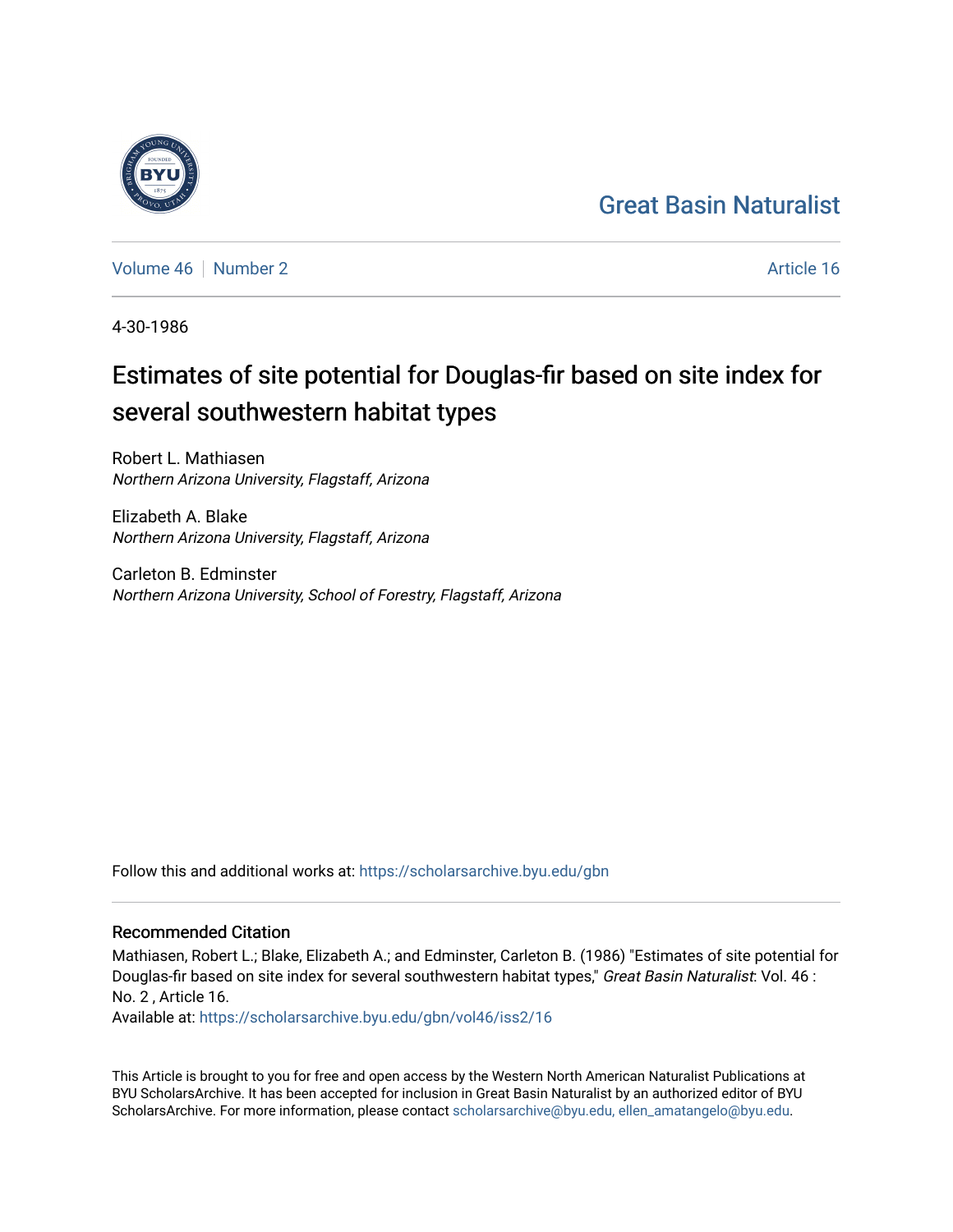Great Basin Naturalist

Volume 46 | Number 2 | Article 16

4-30-1986

# Estimates of site potential for Douglas-fir based on site index for several southwestern habitat types

Robert L. Mathiasen
*Northern Arizona University, Flagstaff, Arizona*

Elizabeth A. Blake
*Northern Arizona University, Flagstaff, Arizona*

Carleton B. Edminster
*Northern Arizona University, School of Forestry, Flagstaff, Arizona*

Follow this and additional works at: https://scholarsarchive.byu.edu/gbn

## Recommended Citation

Mathiasen, Robert L.; Blake, Elizabeth A.; and Edminster, Carleton B. (1986) "Estimates of site potential for Douglas-fir based on site index for several southwestern habitat types," *Great Basin Naturalist*: Vol. 46 : No. 2 , Article 16.
Available at: https://scholarsarchive.byu.edu/gbn/vol46/iss2/16

This Article is brought to you for free and open access by the Western North American Naturalist Publications at BYU ScholarsArchive. It has been accepted for inclusion in Great Basin Naturalist by an authorized editor of BYU ScholarsArchive. For more information, please contact scholarsarchive@byu.edu, ellen_amatangelo@byu.edu.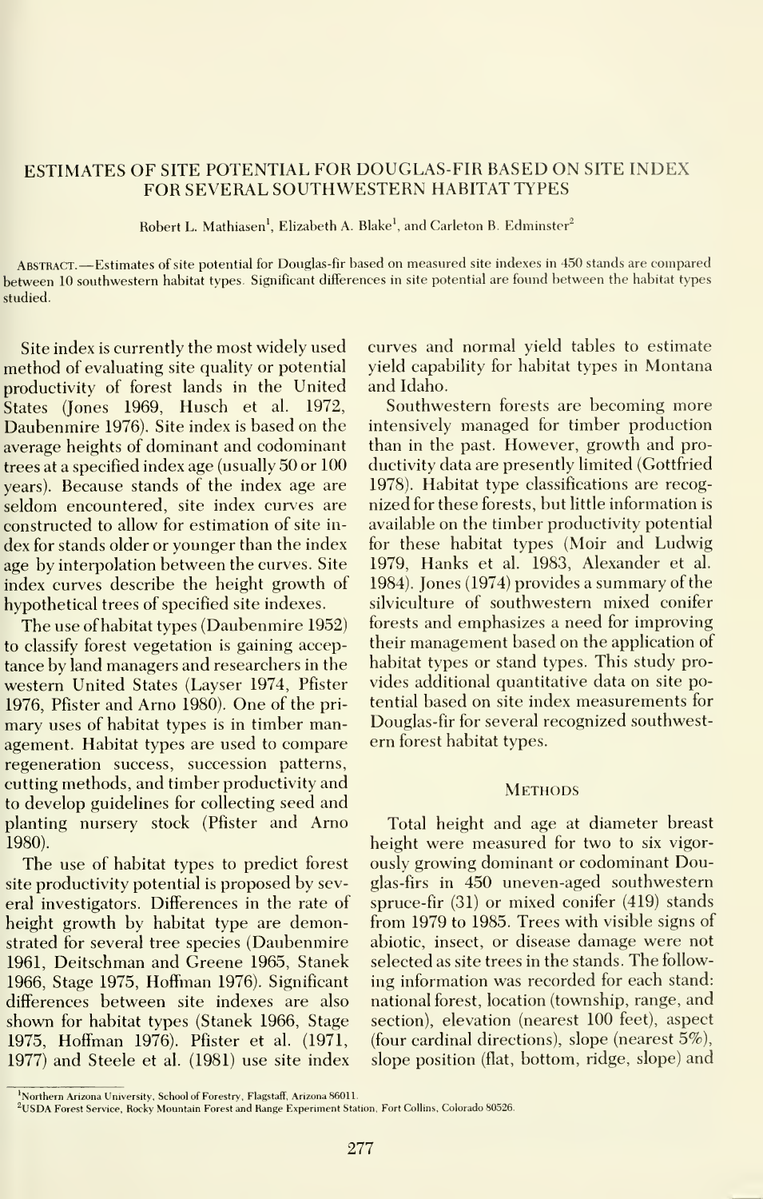# ESTIMATES OF SITE POTENTIAL FOR DOUGLAS-FIR BASED ON SITE INDEX FOR SEVERAL SOUTHWESTERN HABITAT TYPES

Robert L. Mathiasen[1], Elizabeth A. Blake[1], and Carleton B. Edminster[2]

ABSTRACT.—Estimates of site potential for Douglas-fir based on measured site indexes in 450 stands are compared between 10 southwestern habitat types. Significant differences in site potential are found between the habitat types studied.

Site index is currently the most widely used method of evaluating site quality or potential productivity of forest lands in the United States (Jones 1969, Husch et al. 1972, Daubenmire 1976). Site index is based on the average heights of dominant and codominant trees at a specified index age (usually 50 or 100 years). Because stands of the index age are seldom encountered, site index curves are constructed to allow for estimation of site index for stands older or younger than the index age by interpolation between the curves. Site index curves describe the height growth of hypothetical trees of specified site indexes.

The use of habitat types (Daubenmire 1952) to classify forest vegetation is gaining acceptance by land managers and researchers in the western United States (Layser 1974, Pfister 1976, Pfister and Arno 1980). One of the primary uses of habitat types is in timber management. Habitat types are used to compare regeneration success, succession patterns, cutting methods, and timber productivity and to develop guidelines for collecting seed and planting nursery stock (Pfister and Arno 1980).

The use of habitat types to predict forest site productivity potential is proposed by several investigators. Differences in the rate of height growth by habitat type are demonstrated for several tree species (Daubenmire 1961, Deitschman and Greene 1965, Stanek 1966, Stage 1975, Hoffman 1976). Significant differences between site indexes are also shown for habitat types (Stanek 1966, Stage 1975, Hoffman 1976). Pfister et al. (1971, 1977) and Steele et al. (1981) use site index curves and normal yield tables to estimate yield capability for habitat types in Montana and Idaho.

Southwestern forests are becoming more intensively managed for timber production than in the past. However, growth and productivity data are presently limited (Gottfried 1978). Habitat type classifications are recognized for these forests, but little information is available on the timber productivity potential for these habitat types (Moir and Ludwig 1979, Hanks et al. 1983, Alexander et al. 1984). Jones (1974) provides a summary of the silviculture of southwestern mixed conifer forests and emphasizes a need for improving their management based on the application of habitat types or stand types. This study provides additional quantitative data on site potential based on site index measurements for Douglas-fir for several recognized southwestern forest habitat types.

## METHODS

Total height and age at diameter breast height were measured for two to six vigorously growing dominant or codominant Douglas-firs in 450 uneven-aged southwestern spruce-fir (31) or mixed conifer (419) stands from 1979 to 1985. Trees with visible signs of abiotic, insect, or disease damage were not selected as site trees in the stands. The following information was recorded for each stand: national forest, location (township, range, and section), elevation (nearest 100 feet), aspect (four cardinal directions), slope (nearest 5%), slope position (flat, bottom, ridge, slope) and

[1]Northern Arizona University, School of Forestry, Flagstaff, Arizona 86011.

[2]USDA Forest Service, Rocky Mountain Forest and Range Experiment Station, Fort Collins, Colorado 80526.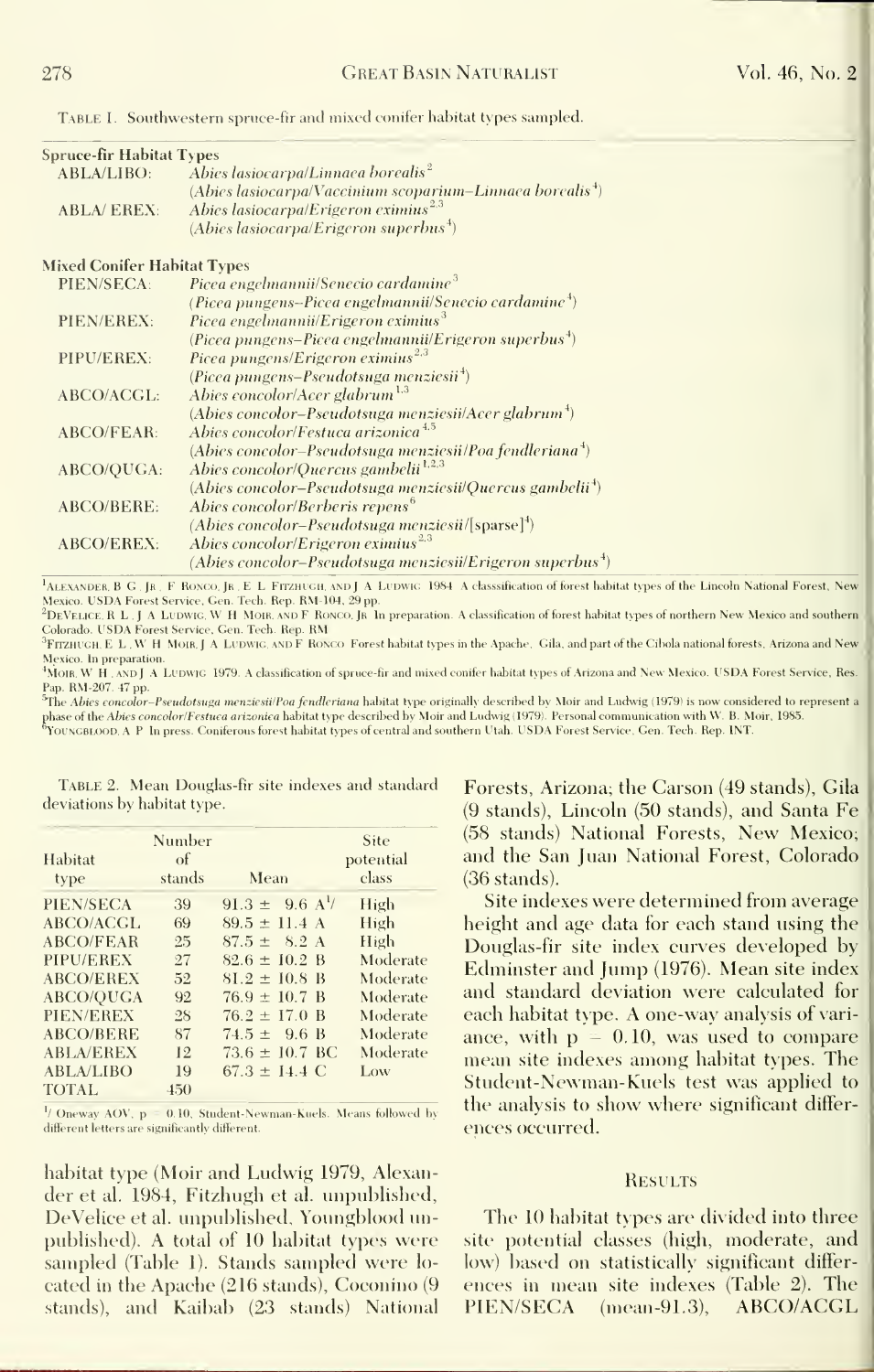Table 1. Southwestern spruce-fir and mixed conifer habitat types sampled.

| | |
|---|---|
| **Spruce-fir Habitat Types** | |
| ABLA/LIBO: | *Abies lasiocarpa/Linnaea borealis*[2] |
| | (*Abies lasiocarpa/Vaccinium scoparium–Linnaea borealis*[4]) |
| ABLA/EREX: | *Abies lasiocarpa/Erigeron eximius*[2,3] |
| | (*Abies lasiocarpa/Erigeron superbus*[4]) |
| **Mixed Conifer Habitat Types** | |
| PIEN/SECA: | *Picea engelmannii/Senecio cardamine*[3] |
| | (*Picea pungens–Picea engelmannii/Senecio cardamine*[4]) |
| PIEN/EREX: | *Picea engelmannii/Erigeron eximius*[3] |
| | (*Picea pungens–Picea engelmannii/Erigeron superbus*[4]) |
| PIPU/EREX: | *Picea pungens/Erigeron eximius*[2,3] |
| | (*Picea pungens–Pseudotsuga menziesii*[4]) |
| ABCO/ACGL: | *Abies concolor/Acer glabrum*[1,3] |
| | (*Abies concolor–Pseudotsuga menziesii/Acer glabrum*[4]) |
| ABCO/FEAR: | *Abies concolor/Festuca arizonica*[4,5] |
| | (*Abies concolor–Pseudotsuga menziesii/Poa fendleriana*[4]) |
| ABCO/QUGA: | *Abies concolor/Quercus gambelii*[1,2,3] |
| | (*Abies concolor–Pseudotsuga menziesii/Quercus gambelii*[4]) |
| ABCO/BERE: | *Abies concolor/Berberis repens*[6] |
| | (*Abies concolor–Pseudotsuga menziesii*/[sparse][4]) |
| ABCO/EREX: | *Abies concolor/Erigeron eximius*[2,3] |
| | (*Abies concolor–Pseudotsuga menziesii/Erigeron superbus*[4]) |

[1]Alexander, B. G., Jr., F. Ronco, Jr., E. L. Fitzhugh, and J. A. Ludwig. 1984. A classsification of forest habitat types of the Lincoln National Forest, New Mexico. USDA Forest Service, Gen. Tech. Rep. RM-104, 29 pp.

[2]DeVelice, R. L., J. A. Ludwig, W. H. Moir, and F. Ronco, Jr. In preparation. A classification of forest habitat types of northern New Mexico and southern Colorado. USDA Forest Service, Gen. Tech. Rep. RM.

[3]Fitzhugh, E. L., W. H. Moir, J. A. Ludwig, and F. Ronco. Forest habitat types in the Apache, Gila, and part of the Cibola national forests, Arizona and New Mexico. In preparation.

[4]Moir, W. H., and J. A. Ludwig. 1979. A classification of spruce-fir and mixed conifer habitat types of Arizona and New Mexico. USDA Forest Service, Res. Pap. RM-207. 47 pp.

[5]The *Abies concolor–Pseudotsuga menziesii/Poa fendleriana* habitat type originally described by Moir and Ludwig (1979) is now considered to represent a phase of the *Abies concolor/Festuca arizonica* habitat type described by Moir and Ludwig (1979). Personal communication with W. B. Moir, 1985.

[6]Youngblood, A. P. In press. Coniferous forest habitat types of central and southern Utah. USDA Forest Service, Gen. Tech. Rep. INT.

Table 2. Mean Douglas-fir site indexes and standard deviations by habitat type.

| Habitat type | Number of stands | Mean | Site potential class |
|---|---|---|---|
| PIEN/SECA | 39 | 91.3 ± 9.6 A[1] | High |
| ABCO/ACGL | 69 | 89.5 ± 11.4 A | High |
| ABCO/FEAR | 25 | 87.5 ± 8.2 A | High |
| PIPU/EREX | 27 | 82.6 ± 10.2 B | Moderate |
| ABCO/EREX | 52 | 81.2 ± 10.8 B | Moderate |
| ABCO/QUGA | 92 | 76.9 ± 10.7 B | Moderate |
| PIEN/EREX | 28 | 76.2 ± 17.0 B | Moderate |
| ABCO/BERE | 87 | 74.5 ± 9.6 B | Moderate |
| ABLA/EREX | 12 | 73.6 ± 10.7 BC | Moderate |
| ABLA/LIBO | 19 | 67.3 ± 14.4 C | Low |
| TOTAL | 450 | | |

[1] Oneway AOV, $p = 0.10$, Student-Newman-Kuels. Means followed by different letters are significantly different.

habitat type (Moir and Ludwig 1979, Alexander et al. 1984, Fitzhugh et al. unpublished, DeVelice et al. unpublished, Youngblood unpublished). A total of 10 habitat types were sampled (Table 1). Stands sampled were located in the Apache (216 stands), Coconino (9 stands), and Kaibab (23 stands) National Forests, Arizona; the Carson (49 stands), Gila (9 stands), Lincoln (50 stands), and Santa Fe (58 stands) National Forests, New Mexico; and the San Juan National Forest, Colorado (36 stands).

Site indexes were determined from average height and age data for each stand using the Douglas-fir site index curves developed by Edminster and Jump (1976). Mean site index and standard deviation were calculated for each habitat type. A one-way analysis of variance, with $p = 0.10$, was used to compare mean site indexes among habitat types. The Student-Newman-Kuels test was applied to the analysis to show where significant differences occurred.

## Results

The 10 habitat types are divided into three site potential classes (high, moderate, and low) based on statistically significant differences in mean site indexes (Table 2). The PIEN/SECA (mean-91.3), ABCO/ACGL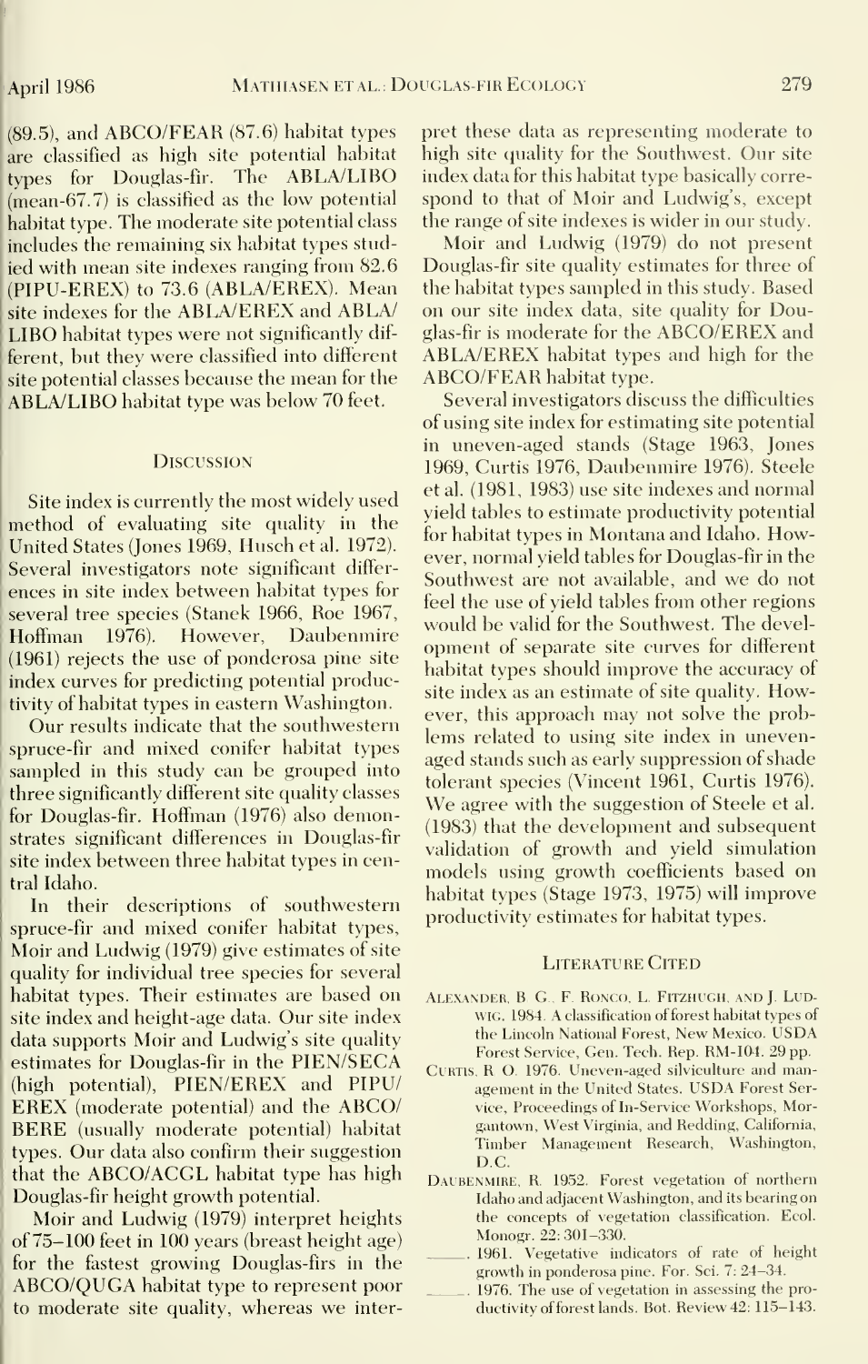(89.5), and ABCO/FEAR (87.6) habitat types are classified as high site potential habitat types for Douglas-fir. The ABLA/LIBO (mean-67.7) is classified as the low potential habitat type. The moderate site potential class includes the remaining six habitat types studied with mean site indexes ranging from 82.6 (PIPU-EREX) to 73.6 (ABLA/EREX). Mean site indexes for the ABLA/EREX and ABLA/LIBO habitat types were not significantly different, but they were classified into different site potential classes because the mean for the ABLA/LIBO habitat type was below 70 feet.

## Discussion

Site index is currently the most widely used method of evaluating site quality in the United States (Jones 1969, Husch et al. 1972). Several investigators note significant differences in site index between habitat types for several tree species (Stanek 1966, Roe 1967, Hoffman 1976). However, Daubenmire (1961) rejects the use of ponderosa pine site index curves for predicting potential productivity of habitat types in eastern Washington.

Our results indicate that the southwestern spruce-fir and mixed conifer habitat types sampled in this study can be grouped into three significantly different site quality classes for Douglas-fir. Hoffman (1976) also demonstrates significant differences in Douglas-fir site index between three habitat types in central Idaho.

In their descriptions of southwestern spruce-fir and mixed conifer habitat types, Moir and Ludwig (1979) give estimates of site quality for individual tree species for several habitat types. Their estimates are based on site index and height-age data. Our site index data supports Moir and Ludwig's site quality estimates for Douglas-fir in the PIEN/SECA (high potential), PIEN/EREX and PIPU/EREX (moderate potential) and the ABCO/BERE (usually moderate potential) habitat types. Our data also confirm their suggestion that the ABCO/ACGL habitat type has high Douglas-fir height growth potential.

Moir and Ludwig (1979) interpret heights of 75–100 feet in 100 years (breast height age) for the fastest growing Douglas-firs in the ABCO/QUGA habitat type to represent poor to moderate site quality, whereas we interpret these data as representing moderate to high site quality for the Southwest. Our site index data for this habitat type basically correspond to that of Moir and Ludwig's, except the range of site indexes is wider in our study.

Moir and Ludwig (1979) do not present Douglas-fir site quality estimates for three of the habitat types sampled in this study. Based on our site index data, site quality for Douglas-fir is moderate for the ABCO/EREX and ABLA/EREX habitat types and high for the ABCO/FEAR habitat type.

Several investigators discuss the difficulties of using site index for estimating site potential in uneven-aged stands (Stage 1963, Jones 1969, Curtis 1976, Daubenmire 1976). Steele et al. (1981, 1983) use site indexes and normal yield tables to estimate productivity potential for habitat types in Montana and Idaho. However, normal yield tables for Douglas-fir in the Southwest are not available, and we do not feel the use of yield tables from other regions would be valid for the Southwest. The development of separate site curves for different habitat types should improve the accuracy of site index as an estimate of site quality. However, this approach may not solve the problems related to using site index in uneven-aged stands such as early suppression of shade tolerant species (Vincent 1961, Curtis 1976). We agree with the suggestion of Steele et al. (1983) that the development and subsequent validation of growth and yield simulation models using growth coefficients based on habitat types (Stage 1973, 1975) will improve productivity estimates for habitat types.

## Literature Cited

Alexander, B. G., F. Ronco, L. Fitzhugh, and J. Ludwig. 1984. A classification of forest habitat types of the Lincoln National Forest, New Mexico. USDA Forest Service, Gen. Tech. Rep. RM-104. 29 pp.

Curtis, R. O. 1976. Uneven-aged silviculture and management in the United States. USDA Forest Service, Proceedings of In-Service Workshops, Morgantown, West Virginia, and Redding, California, Timber Management Research, Washington, D.C.

Daubenmire, R. 1952. Forest vegetation of northern Idaho and adjacent Washington, and its bearing on the concepts of vegetation classification. Ecol. Monogr. 22: 301–330.

———. 1961. Vegetative indicators of rate of height growth in ponderosa pine. For. Sci. 7: 24–34.

———. 1976. The use of vegetation in assessing the productivity of forest lands. Bot. Review 42: 115–143.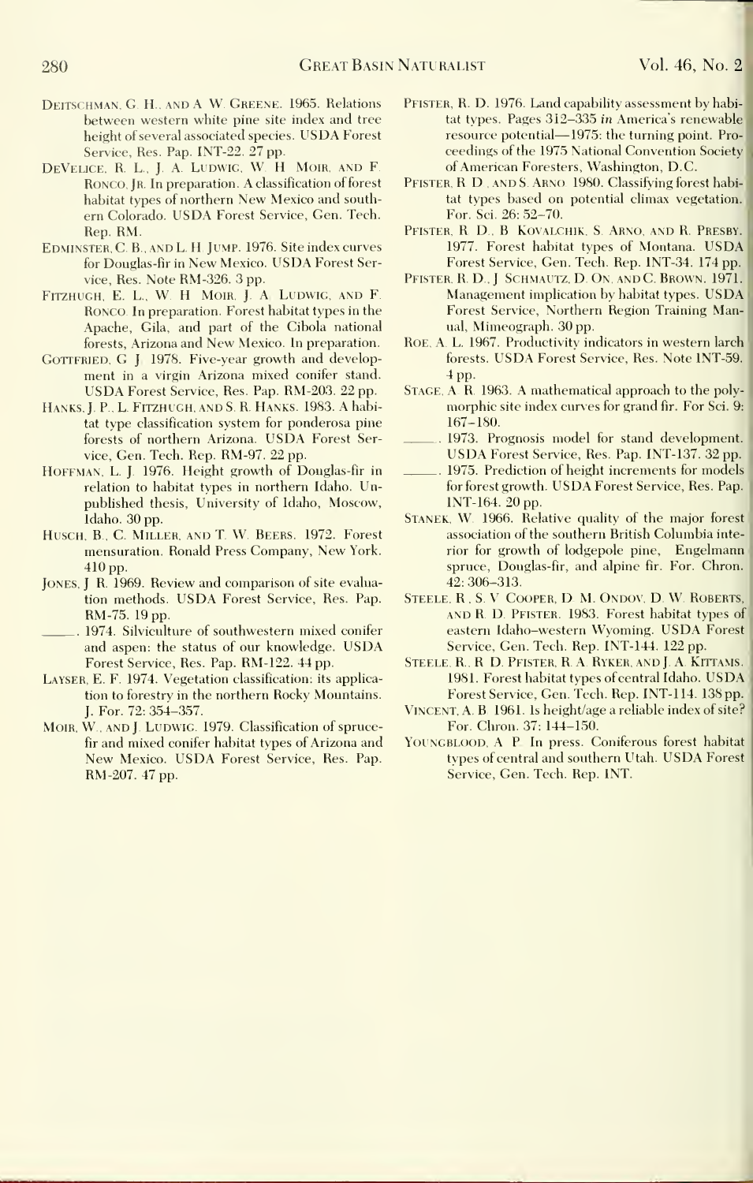Deitschman, G. H., and A. W. Greene. 1965. Relations between western white pine site index and tree height of several associated species. USDA Forest Service, Res. Pap. INT-22. 27 pp.

DeVelice, R. L., J. A. Ludwig, W. H. Moir, and F. Ronco, Jr. In preparation. A classification of forest habitat types of northern New Mexico and southern Colorado. USDA Forest Service, Gen. Tech. Rep. RM.

Edminster, C. B., and L. H. Jump. 1976. Site index curves for Douglas-fir in New Mexico. USDA Forest Service, Res. Note RM-326. 3 pp.

Fitzhugh, E. L., W. H. Moir, J. A. Ludwig, and F. Ronco. In preparation. Forest habitat types in the Apache, Gila, and part of the Cibola national forests, Arizona and New Mexico. In preparation.

Gottfried, G. J. 1978. Five-year growth and development in a virgin Arizona mixed conifer stand. USDA Forest Service, Res. Pap. RM-203. 22 pp.

Hanks, J. P., L. Fitzhugh, and S. R. Hanks. 1983. A habitat type classification system for ponderosa pine forests of northern Arizona. USDA Forest Service, Gen. Tech. Rep. RM-97. 22 pp.

Hoffman, L. J. 1976. Height growth of Douglas-fir in relation to habitat types in northern Idaho. Unpublished thesis, University of Idaho, Moscow, Idaho. 30 pp.

Husch, B., C. Miller, and T. W. Beers. 1972. Forest mensuration. Ronald Press Company, New York. 410 pp.

Jones, J. R. 1969. Review and comparison of site evaluation methods. USDA Forest Service, Res. Pap. RM-75. 19 pp.

\_\_\_\_\_. 1974. Silviculture of southwestern mixed conifer and aspen: the status of our knowledge. USDA Forest Service, Res. Pap. RM-122. 44 pp.

Layser, E. F. 1974. Vegetation classification: its application to forestry in the northern Rocky Mountains. J. For. 72: 354–357.

Moir, W., and J. Ludwig. 1979. Classification of spruce-fir and mixed conifer habitat types of Arizona and New Mexico. USDA Forest Service, Res. Pap. RM-207. 47 pp.

Pfister, R. D. 1976. Land capability assessment by habitat types. Pages 312–335 *in* America's renewable resource potential—1975: the turning point. Proceedings of the 1975 National Convention Society of American Foresters, Washington, D.C.

Pfister, R. D., and S. Arno. 1980. Classifying forest habitat types based on potential climax vegetation. For. Sci. 26: 52–70.

Pfister, R. D., B. Kovalchik, S. Arno, and R. Presby. 1977. Forest habitat types of Montana. USDA Forest Service, Gen. Tech. Rep. INT-34. 174 pp.

Pfister, R. D., J. Schmautz, D. On, and C. Brown. 1971. Management implication by habitat types. USDA Forest Service, Northern Region Training Manual, Mimeograph. 30 pp.

Roe, A. L. 1967. Productivity indicators in western larch forests. USDA Forest Service, Res. Note INT-59. 4 pp.

Stage, A. R. 1963. A mathematical approach to the polymorphic site index curves for grand fir. For Sci. 9: 167–180.

\_\_\_\_\_. 1973. Prognosis model for stand development. USDA Forest Service, Res. Pap. INT-137. 32 pp.

\_\_\_\_\_. 1975. Prediction of height increments for models for forest growth. USDA Forest Service, Res. Pap. INT-164. 20 pp.

Stanek, W. 1966. Relative quality of the major forest association of the southern British Columbia interior for growth of lodgepole pine, Engelmann spruce, Douglas-fir, and alpine fir. For. Chron. 42: 306–313.

Steele, R., S. V. Cooper, D. M. Ondov, D. W. Roberts, and R. D. Pfister. 1983. Forest habitat types of eastern Idaho–western Wyoming. USDA Forest Service, Gen. Tech. Rep. INT-144. 122 pp.

Steele, R., R. D. Pfister, R. A. Ryker, and J. A. Kittams. 1981. Forest habitat types of central Idaho. USDA Forest Service, Gen. Tech. Rep. INT-114. 138 pp.

Vincent, A. B. 1961. Is height/age a reliable index of site? For. Chron. 37: 144–150.

Youngblood, A. P. In press. Coniferous forest habitat types of central and southern Utah. USDA Forest Service, Gen. Tech. Rep. INT.